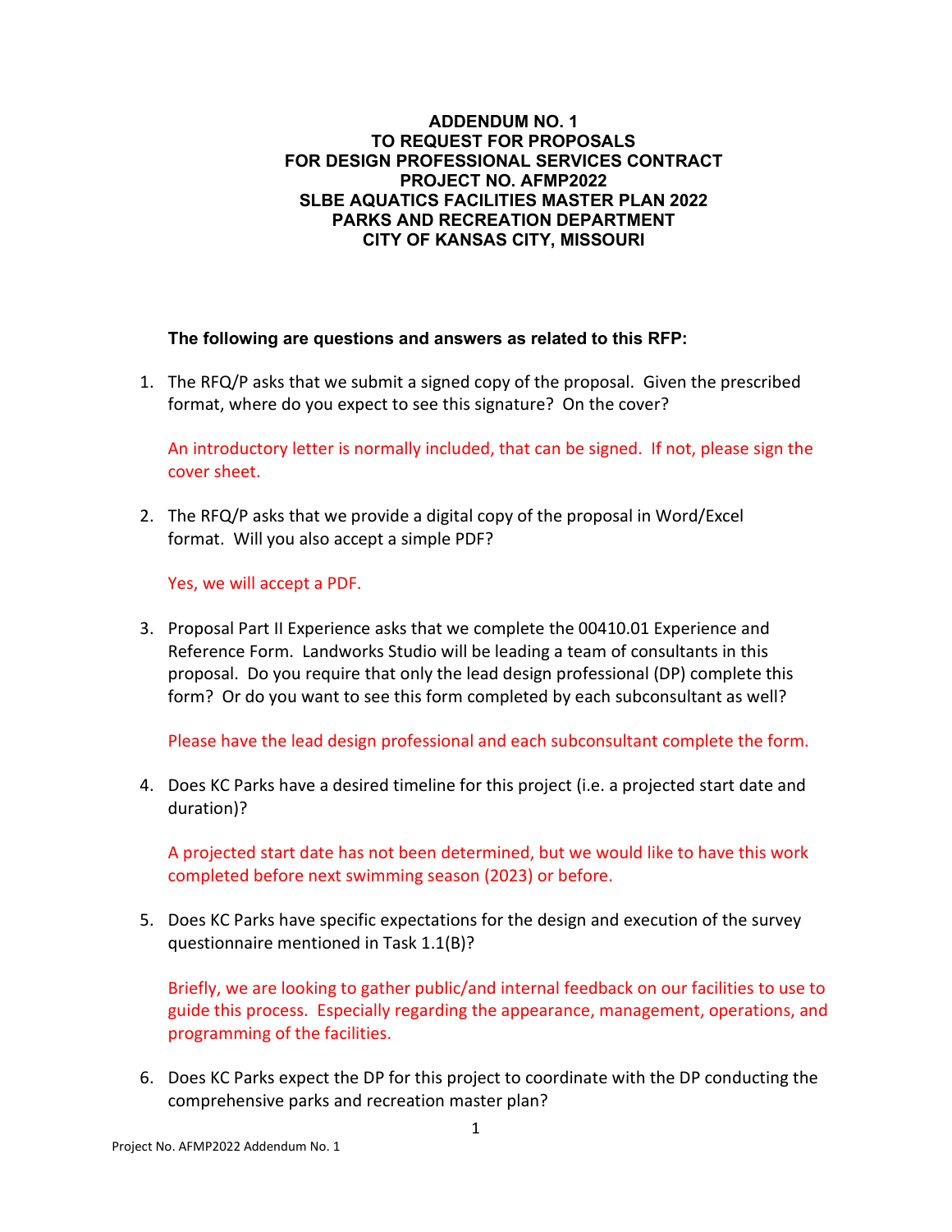# ADDENDUM NO. 1
# TO REQUEST FOR PROPOSALS
# FOR DESIGN PROFESSIONAL SERVICES CONTRACT
# PROJECT NO. AFMP2022
# SLBE AQUATICS FACILITIES MASTER PLAN 2022
# PARKS AND RECREATION DEPARTMENT
# CITY OF KANSAS CITY, MISSOURI

**The following are questions and answers as related to this RFP:**

1. The RFQ/P asks that we submit a signed copy of the proposal. Given the prescribed format, where do you expect to see this signature? On the cover?

   An introductory letter is normally included, that can be signed. If not, please sign the cover sheet.

2. The RFQ/P asks that we provide a digital copy of the proposal in Word/Excel format. Will you also accept a simple PDF?

   Yes, we will accept a PDF.

3. Proposal Part II Experience asks that we complete the 00410.01 Experience and Reference Form. Landworks Studio will be leading a team of consultants in this proposal. Do you require that only the lead design professional (DP) complete this form? Or do you want to see this form completed by each subconsultant as well?

   Please have the lead design professional and each subconsultant complete the form.

4. Does KC Parks have a desired timeline for this project (i.e. a projected start date and duration)?

   A projected start date has not been determined, but we would like to have this work completed before next swimming season (2023) or before.

5. Does KC Parks have specific expectations for the design and execution of the survey questionnaire mentioned in Task 1.1(B)?

   Briefly, we are looking to gather public/and internal feedback on our facilities to use to guide this process. Especially regarding the appearance, management, operations, and programming of the facilities.

6. Does KC Parks expect the DP for this project to coordinate with the DP conducting the comprehensive parks and recreation master plan?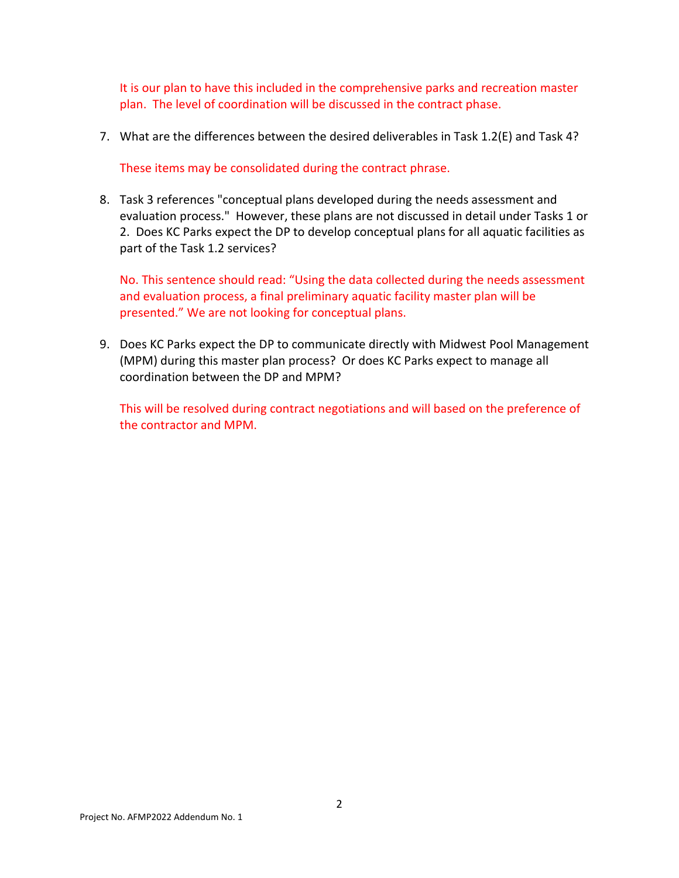It is our plan to have this included in the comprehensive parks and recreation master plan. The level of coordination will be discussed in the contract phase.

7. What are the differences between the desired deliverables in Task 1.2(E) and Task 4?

   These items may be consolidated during the contract phrase.

8. Task 3 references "conceptual plans developed during the needs assessment and evaluation process." However, these plans are not discussed in detail under Tasks 1 or 2. Does KC Parks expect the DP to develop conceptual plans for all aquatic facilities as part of the Task 1.2 services?

   No. This sentence should read: "Using the data collected during the needs assessment and evaluation process, a final preliminary aquatic facility master plan will be presented." We are not looking for conceptual plans.

9. Does KC Parks expect the DP to communicate directly with Midwest Pool Management (MPM) during this master plan process? Or does KC Parks expect to manage all coordination between the DP and MPM?

   This will be resolved during contract negotiations and will based on the preference of the contractor and MPM.

Project No. AFMP2022 Addendum No. 1